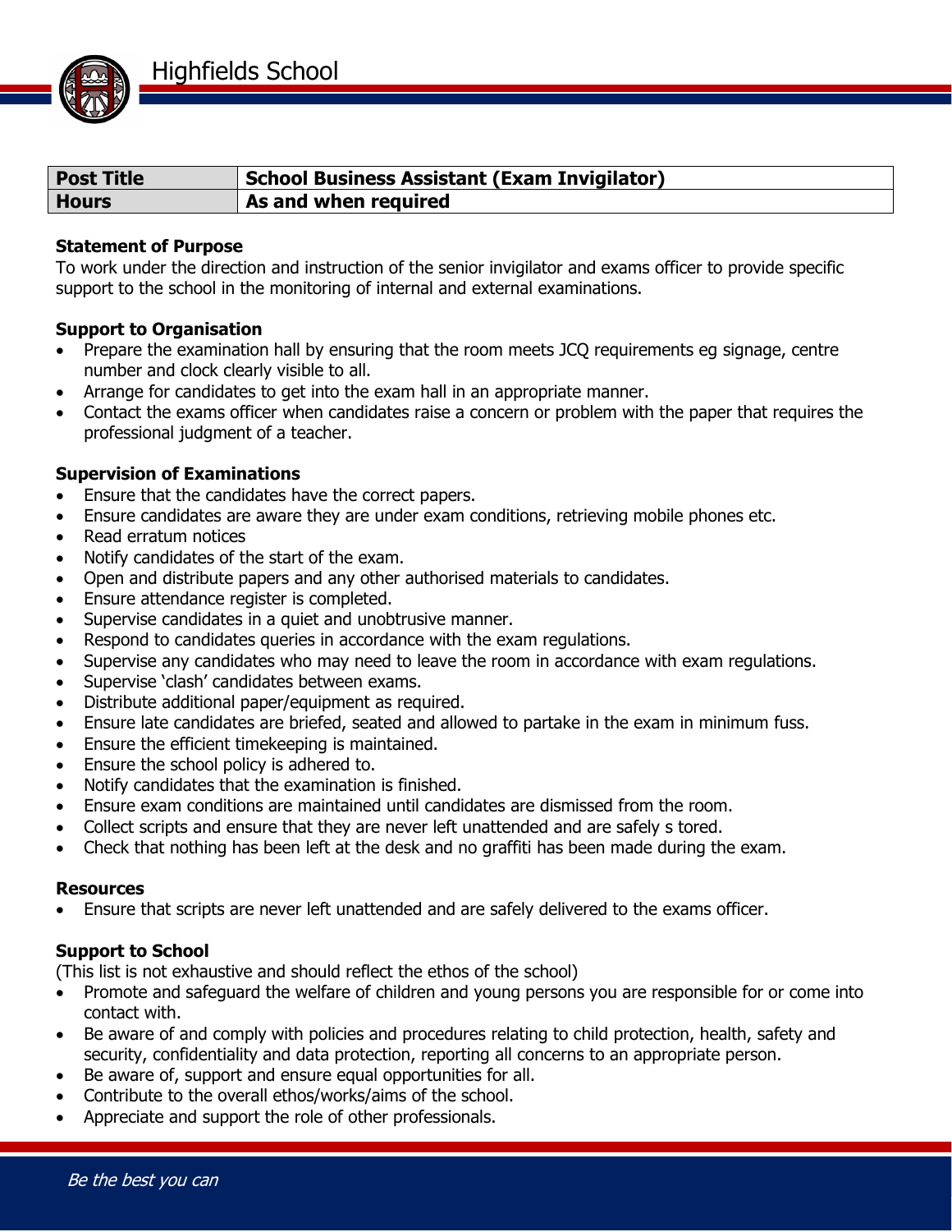# Highfields School

| | |
|---|---|
| **Post Title** | **School Business Assistant (Exam Invigilator)** |
| **Hours** | **As and when required** |

**Statement of Purpose**

To work under the direction and instruction of the senior invigilator and exams officer to provide specific support to the school in the monitoring of internal and external examinations.

**Support to Organisation**

- Prepare the examination hall by ensuring that the room meets JCQ requirements eg signage, centre number and clock clearly visible to all.
- Arrange for candidates to get into the exam hall in an appropriate manner.
- Contact the exams officer when candidates raise a concern or problem with the paper that requires the professional judgment of a teacher.

**Supervision of Examinations**

- Ensure that the candidates have the correct papers.
- Ensure candidates are aware they are under exam conditions, retrieving mobile phones etc.
- Read erratum notices
- Notify candidates of the start of the exam.
- Open and distribute papers and any other authorised materials to candidates.
- Ensure attendance register is completed.
- Supervise candidates in a quiet and unobtrusive manner.
- Respond to candidates queries in accordance with the exam regulations.
- Supervise any candidates who may need to leave the room in accordance with exam regulations.
- Supervise 'clash' candidates between exams.
- Distribute additional paper/equipment as required.
- Ensure late candidates are briefed, seated and allowed to partake in the exam in minimum fuss.
- Ensure the efficient timekeeping is maintained.
- Ensure the school policy is adhered to.
- Notify candidates that the examination is finished.
- Ensure exam conditions are maintained until candidates are dismissed from the room.
- Collect scripts and ensure that they are never left unattended and are safely s tored.
- Check that nothing has been left at the desk and no graffiti has been made during the exam.

**Resources**

- Ensure that scripts are never left unattended and are safely delivered to the exams officer.

**Support to School**

(This list is not exhaustive and should reflect the ethos of the school)

- Promote and safeguard the welfare of children and young persons you are responsible for or come into contact with.
- Be aware of and comply with policies and procedures relating to child protection, health, safety and security, confidentiality and data protection, reporting all concerns to an appropriate person.
- Be aware of, support and ensure equal opportunities for all.
- Contribute to the overall ethos/works/aims of the school.
- Appreciate and support the role of other professionals.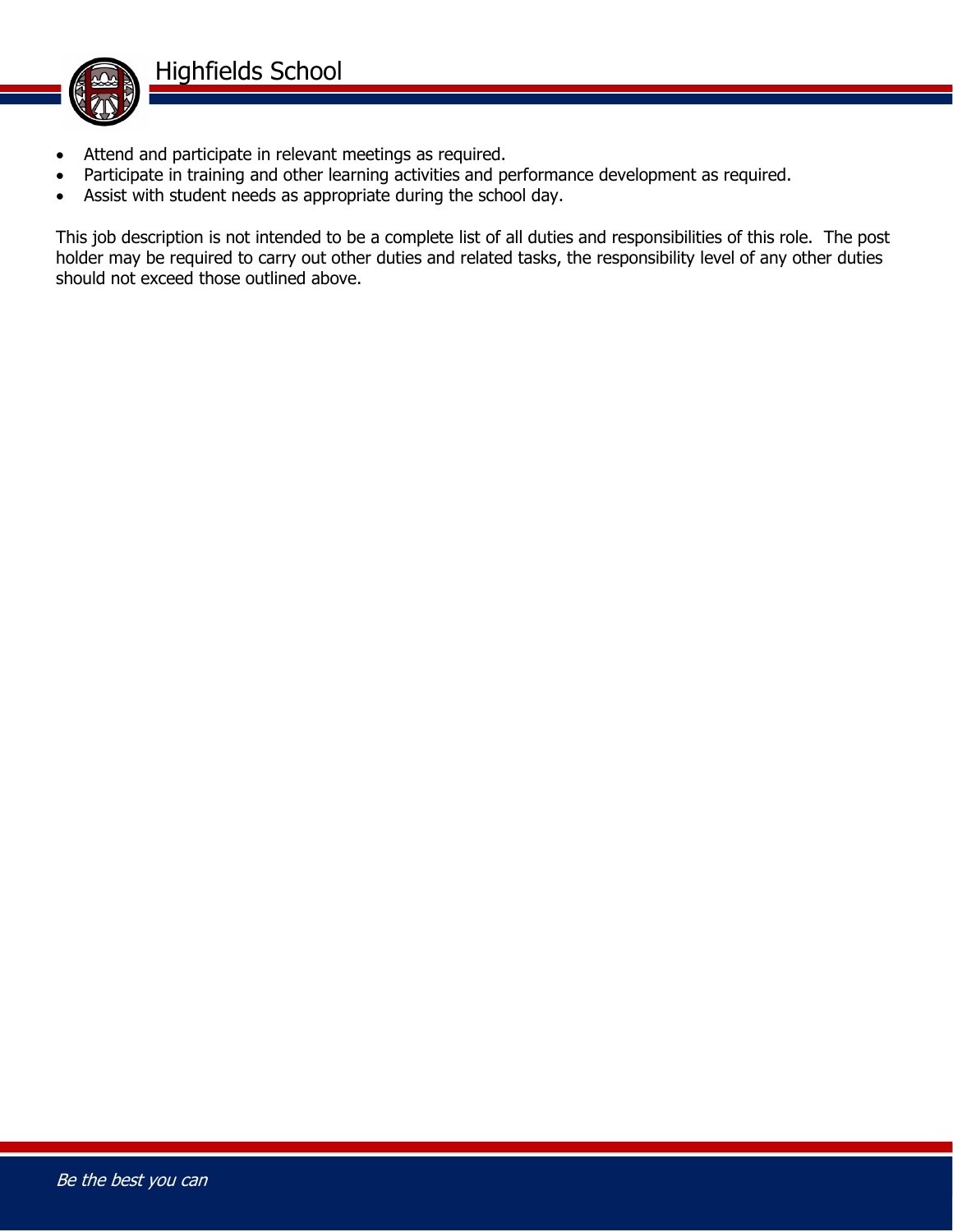- Attend and participate in relevant meetings as required.
- Participate in training and other learning activities and performance development as required.
- Assist with student needs as appropriate during the school day.

This job description is not intended to be a complete list of all duties and responsibilities of this role. The post holder may be required to carry out other duties and related tasks, the responsibility level of any other duties should not exceed those outlined above.